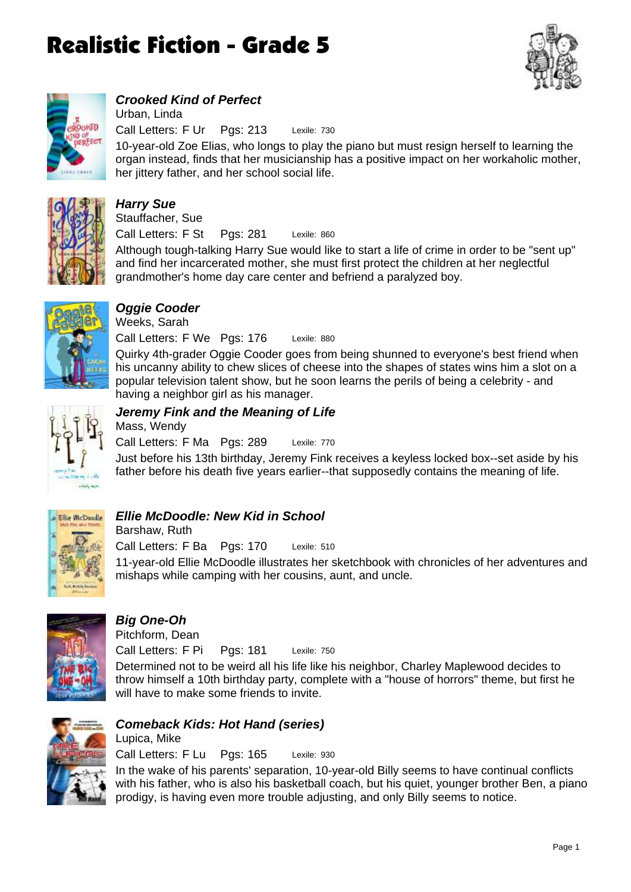# Realistic Fiction - Grade 5

### *Crooked Kind of Perfect*

Urban, Linda

Call Letters: F Ur   Pgs: 213   Lexile: 730

10-year-old Zoe Elias, who longs to play the piano but must resign herself to learning the organ instead, finds that her musicianship has a positive impact on her workaholic mother, her jittery father, and her school social life.

### *Harry Sue*

Stauffacher, Sue

Call Letters: F St   Pgs: 281   Lexile: 860

Although tough-talking Harry Sue would like to start a life of crime in order to be "sent up" and find her incarcerated mother, she must first protect the children at her neglectful grandmother's home day care center and befriend a paralyzed boy.

### *Oggie Cooder*

Weeks, Sarah

Call Letters: F We   Pgs: 176   Lexile: 880

Quirky 4th-grader Oggie Cooder goes from being shunned to everyone's best friend when his uncanny ability to chew slices of cheese into the shapes of states wins him a slot on a popular television talent show, but he soon learns the perils of being a celebrity - and having a neighbor girl as his manager.

### *Jeremy Fink and the Meaning of Life*

Mass, Wendy

Call Letters: F Ma   Pgs: 289   Lexile: 770

Just before his 13th birthday, Jeremy Fink receives a keyless locked box--set aside by his father before his death five years earlier--that supposedly contains the meaning of life.

### *Ellie McDoodle: New Kid in School*

Barshaw, Ruth

Call Letters: F Ba   Pgs: 170   Lexile: 510

11-year-old Ellie McDoodle illustrates her sketchbook with chronicles of her adventures and mishaps while camping with her cousins, aunt, and uncle.

### *Big One-Oh*

Pitchform, Dean

Call Letters: F Pi   Pgs: 181   Lexile: 750

Determined not to be weird all his life like his neighbor, Charley Maplewood decides to throw himself a 10th birthday party, complete with a "house of horrors" theme, but first he will have to make some friends to invite.

### *Comeback Kids: Hot Hand (series)*

Lupica, Mike

Call Letters: F Lu   Pgs: 165   Lexile: 930

In the wake of his parents' separation, 10-year-old Billy seems to have continual conflicts with his father, who is also his basketball coach, but his quiet, younger brother Ben, a piano prodigy, is having even more trouble adjusting, and only Billy seems to notice.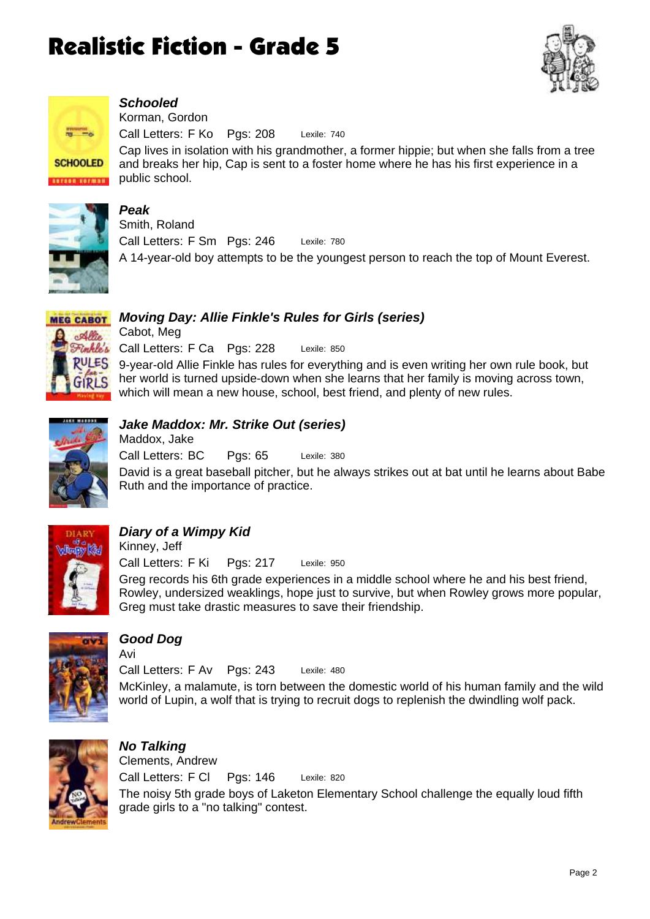# Realistic Fiction - Grade 5

***Schooled***

Korman, Gordon

Call Letters: F Ko  Pgs: 208  Lexile: 740

Cap lives in isolation with his grandmother, a former hippie; but when she falls from a tree and breaks her hip, Cap is sent to a foster home where he has his first experience in a public school.

***Peak***

Smith, Roland

Call Letters: F Sm  Pgs: 246  Lexile: 780

A 14-year-old boy attempts to be the youngest person to reach the top of Mount Everest.

***Moving Day: Allie Finkle's Rules for Girls (series)***

Cabot, Meg

Call Letters: F Ca  Pgs: 228  Lexile: 850

9-year-old Allie Finkle has rules for everything and is even writing her own rule book, but her world is turned upside-down when she learns that her family is moving across town, which will mean a new house, school, best friend, and plenty of new rules.

***Jake Maddox: Mr. Strike Out (series)***

Maddox, Jake

Call Letters: BC  Pgs: 65  Lexile: 380

David is a great baseball pitcher, but he always strikes out at bat until he learns about Babe Ruth and the importance of practice.

***Diary of a Wimpy Kid***

Kinney, Jeff

Call Letters: F Ki  Pgs: 217  Lexile: 950

Greg records his 6th grade experiences in a middle school where he and his best friend, Rowley, undersized weaklings, hope just to survive, but when Rowley grows more popular, Greg must take drastic measures to save their friendship.

***Good Dog***

Avi

Call Letters: F Av  Pgs: 243  Lexile: 480

McKinley, a malamute, is torn between the domestic world of his human family and the wild world of Lupin, a wolf that is trying to recruit dogs to replenish the dwindling wolf pack.

***No Talking***

Clements, Andrew

Call Letters: F Cl  Pgs: 146  Lexile: 820

The noisy 5th grade boys of Laketon Elementary School challenge the equally loud fifth grade girls to a "no talking" contest.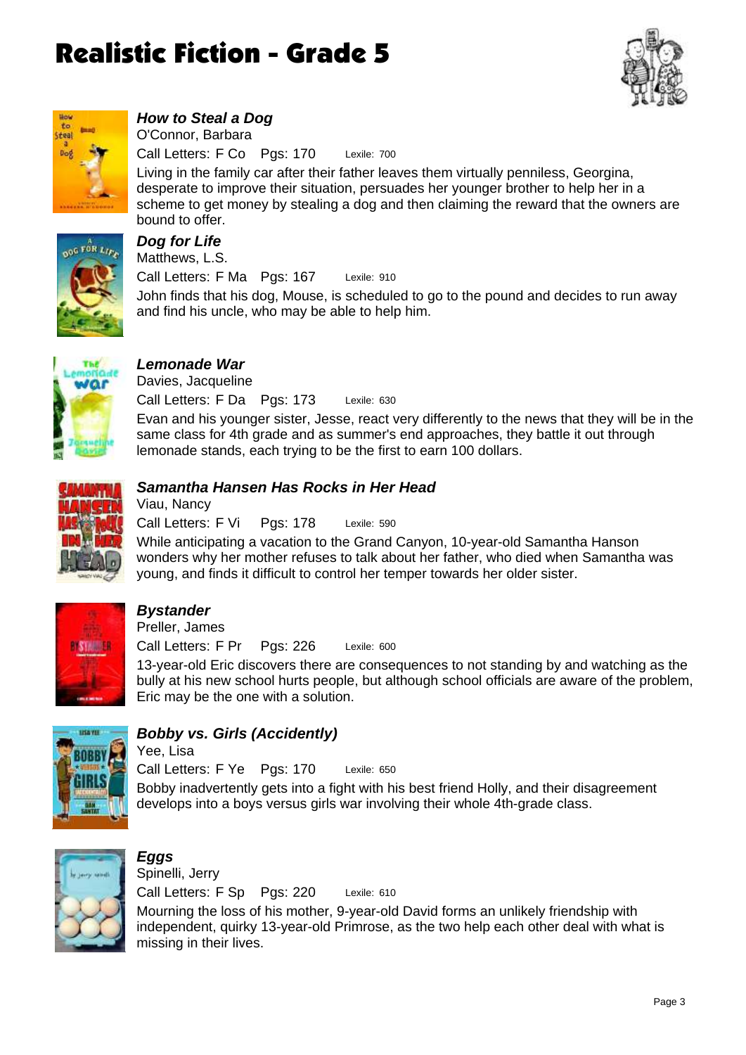# Realistic Fiction - Grade 5

### *How to Steal a Dog*

O'Connor, Barbara

Call Letters: F Co Pgs: 170 Lexile: 700

Living in the family car after their father leaves them virtually penniless, Georgina, desperate to improve their situation, persuades her younger brother to help her in a scheme to get money by stealing a dog and then claiming the reward that the owners are bound to offer.

### *Dog for Life*

Matthews, L.S.

Call Letters: F Ma Pgs: 167 Lexile: 910

John finds that his dog, Mouse, is scheduled to go to the pound and decides to run away and find his uncle, who may be able to help him.

### *Lemonade War*

Davies, Jacqueline

Call Letters: F Da Pgs: 173 Lexile: 630

Evan and his younger sister, Jesse, react very differently to the news that they will be in the same class for 4th grade and as summer's end approaches, they battle it out through lemonade stands, each trying to be the first to earn 100 dollars.

### *Samantha Hansen Has Rocks in Her Head*

Viau, Nancy

Call Letters: F Vi Pgs: 178 Lexile: 590

While anticipating a vacation to the Grand Canyon, 10-year-old Samantha Hanson wonders why her mother refuses to talk about her father, who died when Samantha was young, and finds it difficult to control her temper towards her older sister.

### *Bystander*

Preller, James

Call Letters: F Pr Pgs: 226 Lexile: 600

13-year-old Eric discovers there are consequences to not standing by and watching as the bully at his new school hurts people, but although school officials are aware of the problem, Eric may be the one with a solution.

### *Bobby vs. Girls (Accidently)*

Yee, Lisa

Call Letters: F Ye Pgs: 170 Lexile: 650

Bobby inadvertently gets into a fight with his best friend Holly, and their disagreement develops into a boys versus girls war involving their whole 4th-grade class.

### *Eggs*

Spinelli, Jerry

Call Letters: F Sp Pgs: 220 Lexile: 610

Mourning the loss of his mother, 9-year-old David forms an unlikely friendship with independent, quirky 13-year-old Primrose, as the two help each other deal with what is missing in their lives.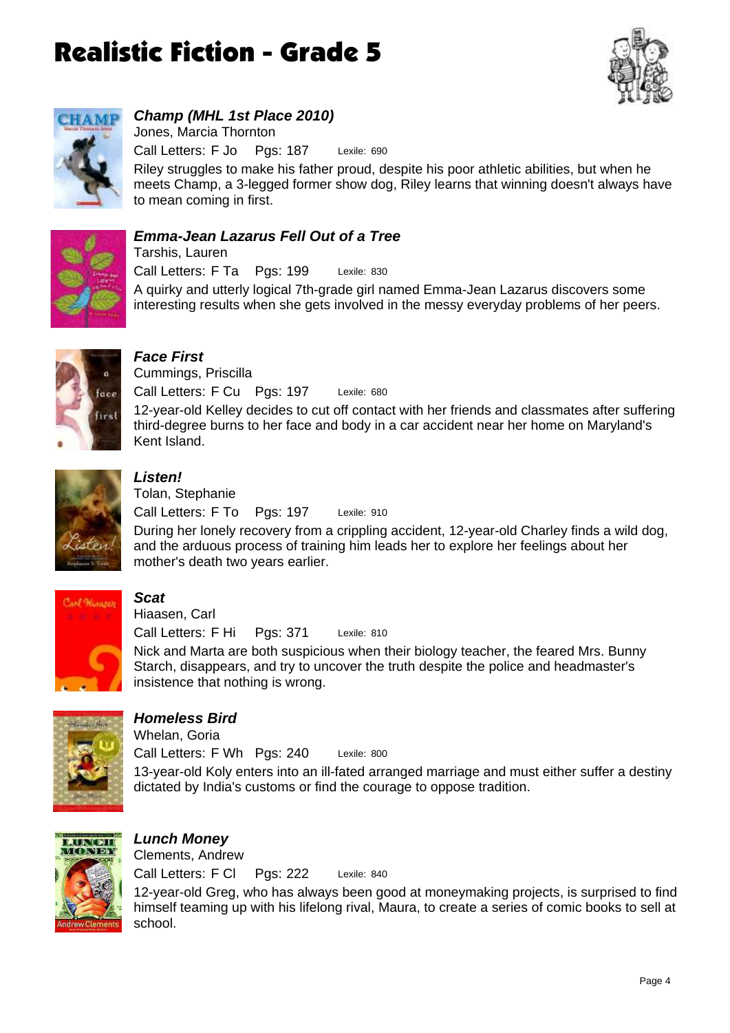# Realistic Fiction - Grade 5

### *Champ (MHL 1st Place 2010)*

Jones, Marcia Thornton

Call Letters: F Jo    Pgs: 187    Lexile: 690

Riley struggles to make his father proud, despite his poor athletic abilities, but when he meets Champ, a 3-legged former show dog, Riley learns that winning doesn't always have to mean coming in first.

### *Emma-Jean Lazarus Fell Out of a Tree*

Tarshis, Lauren

Call Letters: F Ta    Pgs: 199    Lexile: 830

A quirky and utterly logical 7th-grade girl named Emma-Jean Lazarus discovers some interesting results when she gets involved in the messy everyday problems of her peers.

### *Face First*

Cummings, Priscilla

Call Letters: F Cu    Pgs: 197    Lexile: 680

12-year-old Kelley decides to cut off contact with her friends and classmates after suffering third-degree burns to her face and body in a car accident near her home on Maryland's Kent Island.

### *Listen!*

Tolan, Stephanie

Call Letters: F To    Pgs: 197    Lexile: 910

During her lonely recovery from a crippling accident, 12-year-old Charley finds a wild dog, and the arduous process of training him leads her to explore her feelings about her mother's death two years earlier.

### *Scat*

Hiaasen, Carl

Call Letters: F Hi    Pgs: 371    Lexile: 810

Nick and Marta are both suspicious when their biology teacher, the feared Mrs. Bunny Starch, disappears, and try to uncover the truth despite the police and headmaster's insistence that nothing is wrong.

### *Homeless Bird*

Whelan, Goria

Call Letters: F Wh    Pgs: 240    Lexile: 800

13-year-old Koly enters into an ill-fated arranged marriage and must either suffer a destiny dictated by India's customs or find the courage to oppose tradition.

### *Lunch Money*

Clements, Andrew

Call Letters: F Cl    Pgs: 222    Lexile: 840

12-year-old Greg, who has always been good at moneymaking projects, is surprised to find himself teaming up with his lifelong rival, Maura, to create a series of comic books to sell at school.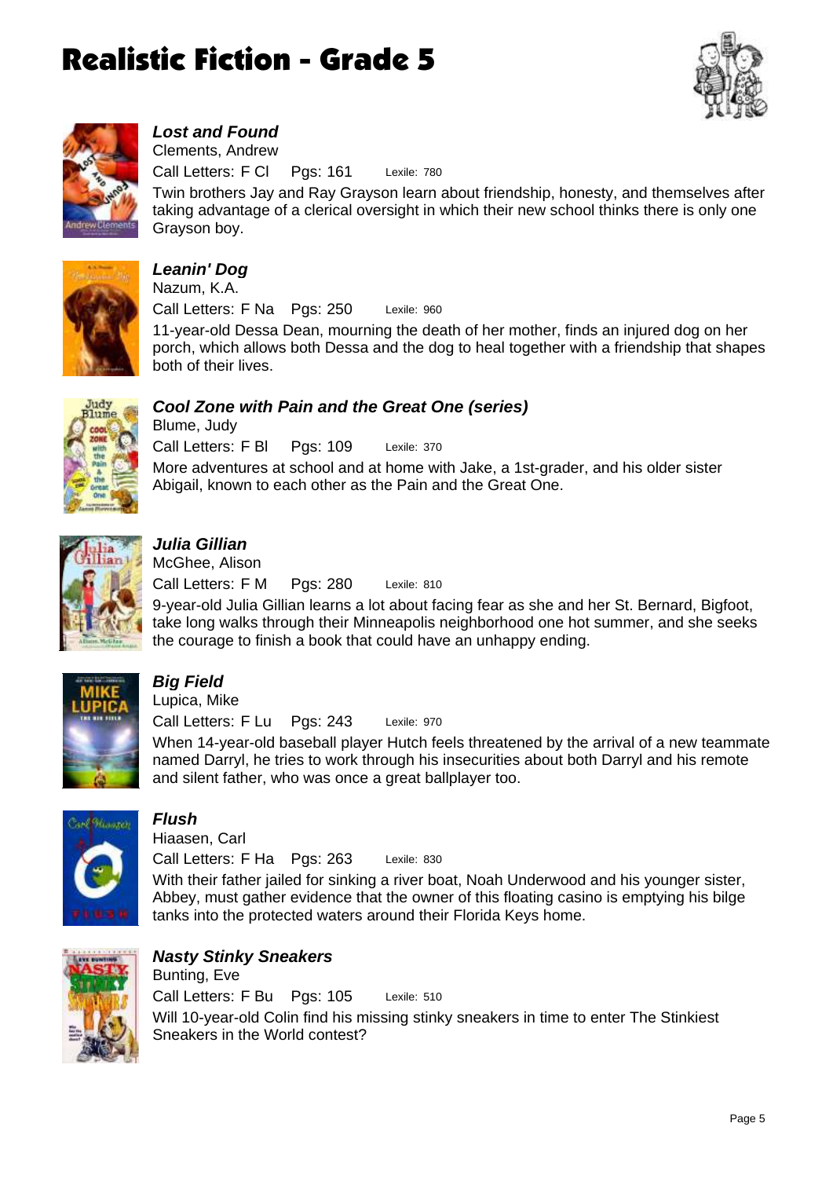# Realistic Fiction - Grade 5

### *Lost and Found*
Clements, Andrew
Call Letters: F Cl Pgs: 161 Lexile: 780
Twin brothers Jay and Ray Grayson learn about friendship, honesty, and themselves after taking advantage of a clerical oversight in which their new school thinks there is only one Grayson boy.

### *Leanin' Dog*
Nazum, K.A.
Call Letters: F Na Pgs: 250 Lexile: 960
11-year-old Dessa Dean, mourning the death of her mother, finds an injured dog on her porch, which allows both Dessa and the dog to heal together with a friendship that shapes both of their lives.

### *Cool Zone with Pain and the Great One (series)*
Blume, Judy
Call Letters: F Bl Pgs: 109 Lexile: 370
More adventures at school and at home with Jake, a 1st-grader, and his older sister Abigail, known to each other as the Pain and the Great One.

### *Julia Gillian*
McGhee, Alison
Call Letters: F M Pgs: 280 Lexile: 810
9-year-old Julia Gillian learns a lot about facing fear as she and her St. Bernard, Bigfoot, take long walks through their Minneapolis neighborhood one hot summer, and she seeks the courage to finish a book that could have an unhappy ending.

### *Big Field*
Lupica, Mike
Call Letters: F Lu Pgs: 243 Lexile: 970
When 14-year-old baseball player Hutch feels threatened by the arrival of a new teammate named Darryl, he tries to work through his insecurities about both Darryl and his remote and silent father, who was once a great ballplayer too.

### *Flush*
Hiaasen, Carl
Call Letters: F Ha Pgs: 263 Lexile: 830
With their father jailed for sinking a river boat, Noah Underwood and his younger sister, Abbey, must gather evidence that the owner of this floating casino is emptying his bilge tanks into the protected waters around their Florida Keys home.

### *Nasty Stinky Sneakers*
Bunting, Eve
Call Letters: F Bu Pgs: 105 Lexile: 510
Will 10-year-old Colin find his missing stinky sneakers in time to enter The Stinkiest Sneakers in the World contest?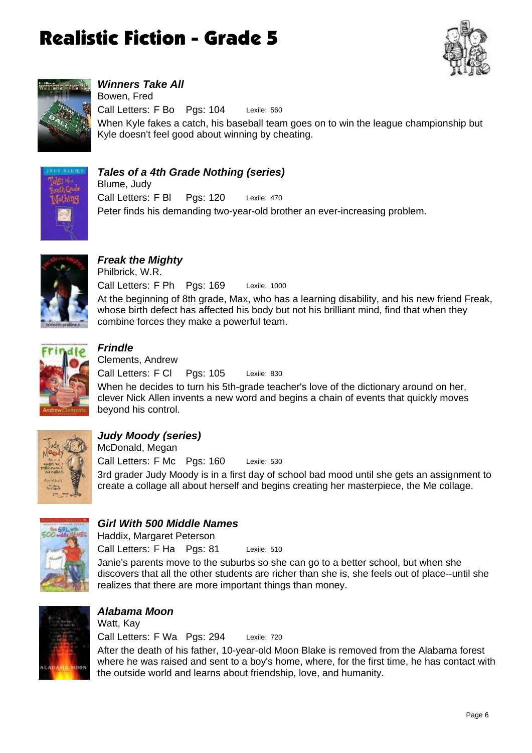# Realistic Fiction - Grade 5

### *Winners Take All*
Bowen, Fred
Call Letters: F Bo Pgs: 104 Lexile: 560
When Kyle fakes a catch, his baseball team goes on to win the league championship but Kyle doesn't feel good about winning by cheating.

### *Tales of a 4th Grade Nothing (series)*
Blume, Judy
Call Letters: F Bl Pgs: 120 Lexile: 470
Peter finds his demanding two-year-old brother an ever-increasing problem.

### *Freak the Mighty*
Philbrick, W.R.
Call Letters: F Ph Pgs: 169 Lexile: 1000
At the beginning of 8th grade, Max, who has a learning disability, and his new friend Freak, whose birth defect has affected his body but not his brilliant mind, find that when they combine forces they make a powerful team.

### *Frindle*
Clements, Andrew
Call Letters: F Cl Pgs: 105 Lexile: 830
When he decides to turn his 5th-grade teacher's love of the dictionary around on her, clever Nick Allen invents a new word and begins a chain of events that quickly moves beyond his control.

### *Judy Moody (series)*
McDonald, Megan
Call Letters: F Mc Pgs: 160 Lexile: 530
3rd grader Judy Moody is in a first day of school bad mood until she gets an assignment to create a collage all about herself and begins creating her masterpiece, the Me collage.

### *Girl With 500 Middle Names*
Haddix, Margaret Peterson
Call Letters: F Ha Pgs: 81 Lexile: 510
Janie's parents move to the suburbs so she can go to a better school, but when she discovers that all the other students are richer than she is, she feels out of place--until she realizes that there are more important things than money.

### *Alabama Moon*
Watt, Kay
Call Letters: F Wa Pgs: 294 Lexile: 720
After the death of his father, 10-year-old Moon Blake is removed from the Alabama forest where he was raised and sent to a boy's home, where, for the first time, he has contact with the outside world and learns about friendship, love, and humanity.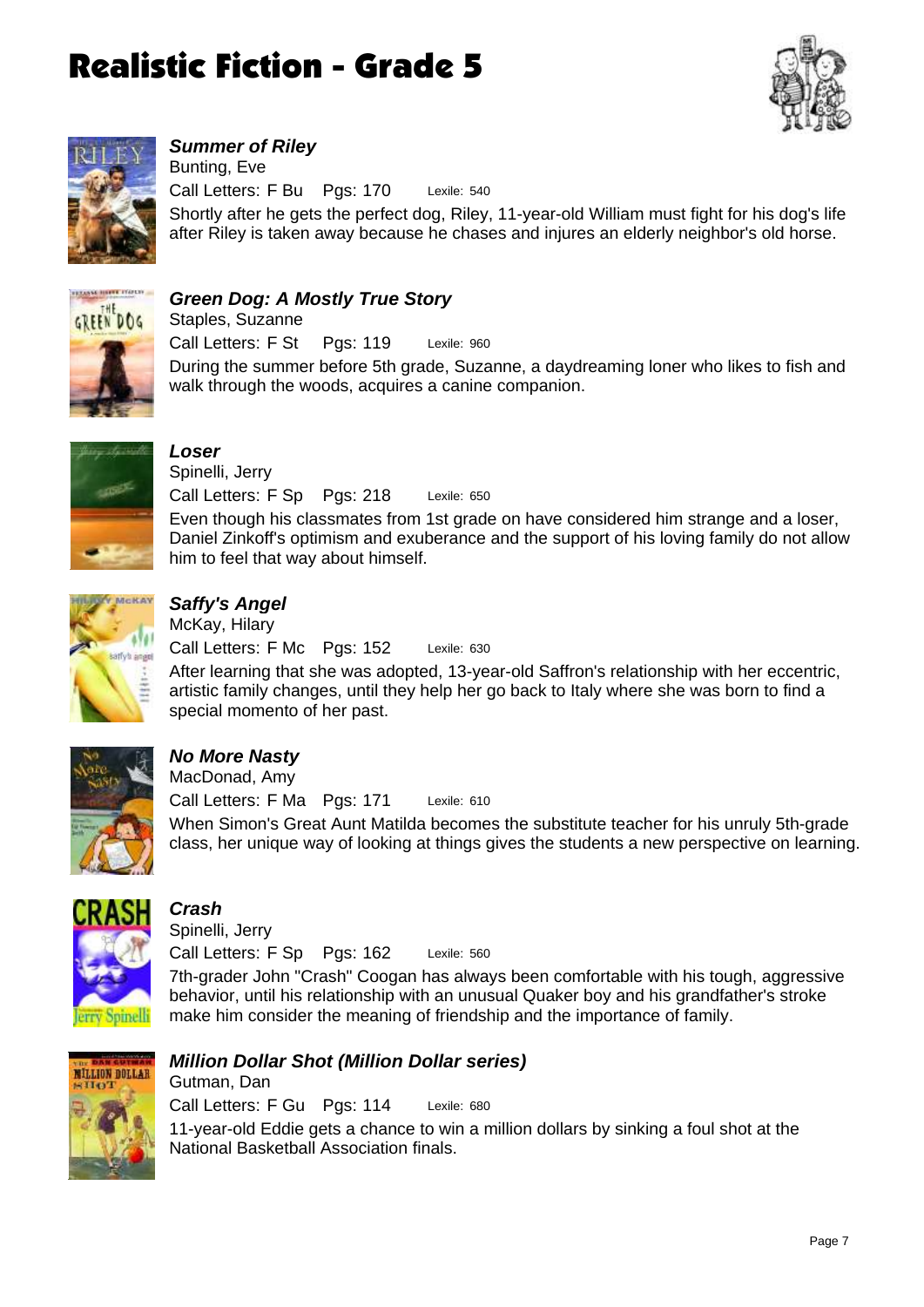# Realistic Fiction - Grade 5

### *Summer of Riley*
Bunting, Eve
Call Letters: F Bu Pgs: 170 Lexile: 540
Shortly after he gets the perfect dog, Riley, 11-year-old William must fight for his dog's life after Riley is taken away because he chases and injures an elderly neighbor's old horse.

### *Green Dog: A Mostly True Story*
Staples, Suzanne
Call Letters: F St Pgs: 119 Lexile: 960
During the summer before 5th grade, Suzanne, a daydreaming loner who likes to fish and walk through the woods, acquires a canine companion.

### *Loser*
Spinelli, Jerry
Call Letters: F Sp Pgs: 218 Lexile: 650
Even though his classmates from 1st grade on have considered him strange and a loser, Daniel Zinkoff's optimism and exuberance and the support of his loving family do not allow him to feel that way about himself.

### *Saffy's Angel*
McKay, Hilary
Call Letters: F Mc Pgs: 152 Lexile: 630
After learning that she was adopted, 13-year-old Saffron's relationship with her eccentric, artistic family changes, until they help her go back to Italy where she was born to find a special momento of her past.

### *No More Nasty*
MacDonad, Amy
Call Letters: F Ma Pgs: 171 Lexile: 610
When Simon's Great Aunt Matilda becomes the substitute teacher for his unruly 5th-grade class, her unique way of looking at things gives the students a new perspective on learning.

### *Crash*
Spinelli, Jerry
Call Letters: F Sp Pgs: 162 Lexile: 560
7th-grader John "Crash" Coogan has always been comfortable with his tough, aggressive behavior, until his relationship with an unusual Quaker boy and his grandfather's stroke make him consider the meaning of friendship and the importance of family.

### *Million Dollar Shot (Million Dollar series)*
Gutman, Dan
Call Letters: F Gu Pgs: 114 Lexile: 680
11-year-old Eddie gets a chance to win a million dollars by sinking a foul shot at the National Basketball Association finals.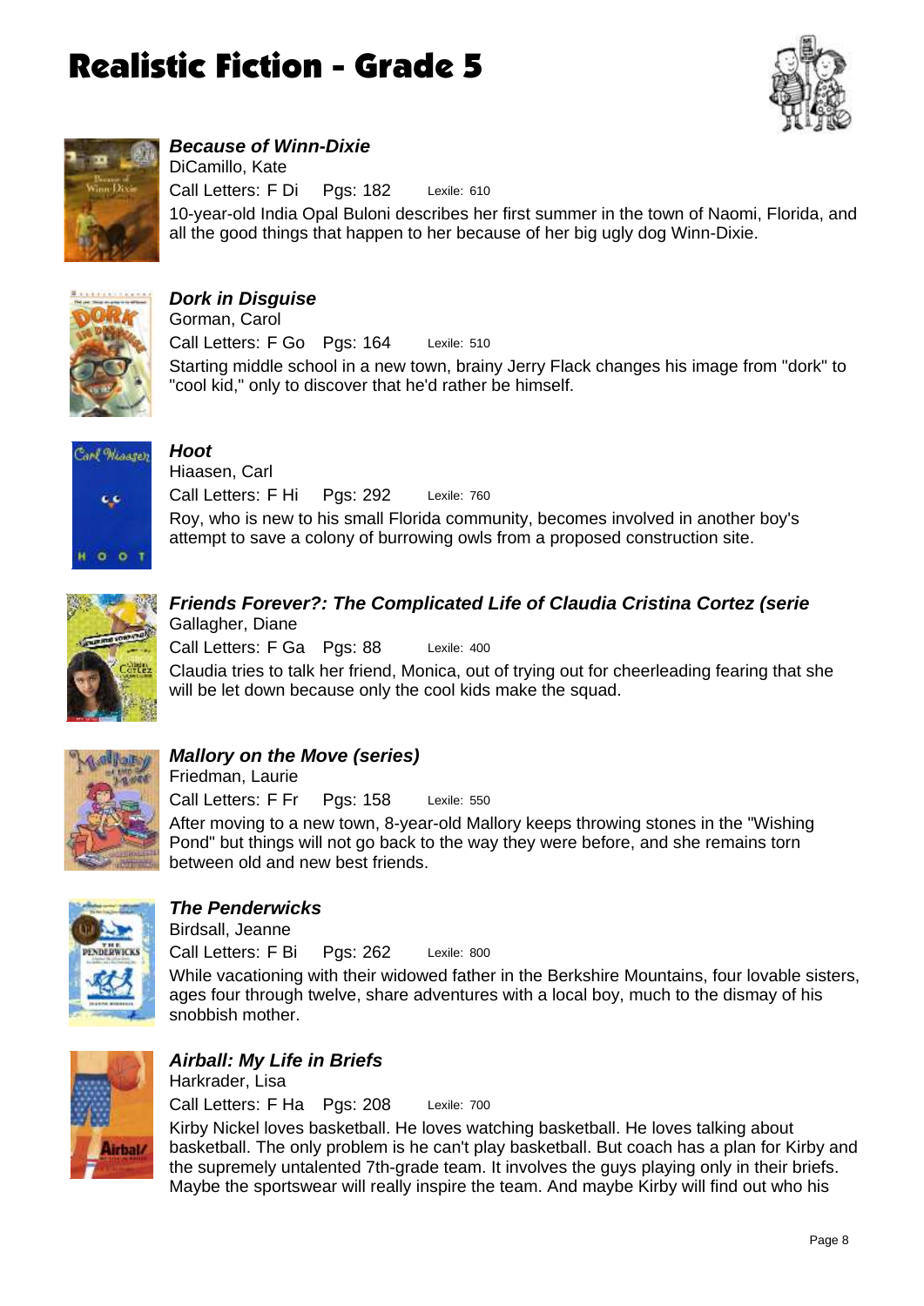# Realistic Fiction - Grade 5

### *Because of Winn-Dixie*

DiCamillo, Kate

Call Letters: F Di Pgs: 182 Lexile: 610

10-year-old India Opal Buloni describes her first summer in the town of Naomi, Florida, and all the good things that happen to her because of her big ugly dog Winn-Dixie.

### *Dork in Disguise*

Gorman, Carol

Call Letters: F Go Pgs: 164 Lexile: 510

Starting middle school in a new town, brainy Jerry Flack changes his image from "dork" to "cool kid," only to discover that he'd rather be himself.

### *Hoot*

Hiaasen, Carl

Call Letters: F Hi Pgs: 292 Lexile: 760

Roy, who is new to his small Florida community, becomes involved in another boy's attempt to save a colony of burrowing owls from a proposed construction site.

### *Friends Forever?: The Complicated Life of Claudia Cristina Cortez (serie*

Gallagher, Diane

Call Letters: F Ga Pgs: 88 Lexile: 400

Claudia tries to talk her friend, Monica, out of trying out for cheerleading fearing that she will be let down because only the cool kids make the squad.

### *Mallory on the Move (series)*

Friedman, Laurie

Call Letters: F Fr Pgs: 158 Lexile: 550

After moving to a new town, 8-year-old Mallory keeps throwing stones in the "Wishing Pond" but things will not go back to the way they were before, and she remains torn between old and new best friends.

### *The Penderwicks*

Birdsall, Jeanne

Call Letters: F Bi Pgs: 262 Lexile: 800

While vacationing with their widowed father in the Berkshire Mountains, four lovable sisters, ages four through twelve, share adventures with a local boy, much to the dismay of his snobbish mother.

### *Airball: My Life in Briefs*

Harkrader, Lisa

Call Letters: F Ha Pgs: 208 Lexile: 700

Kirby Nickel loves basketball. He loves watching basketball. He loves talking about basketball. The only problem is he can't play basketball. But coach has a plan for Kirby and the supremely untalented 7th-grade team. It involves the guys playing only in their briefs. Maybe the sportswear will really inspire the team. And maybe Kirby will find out who his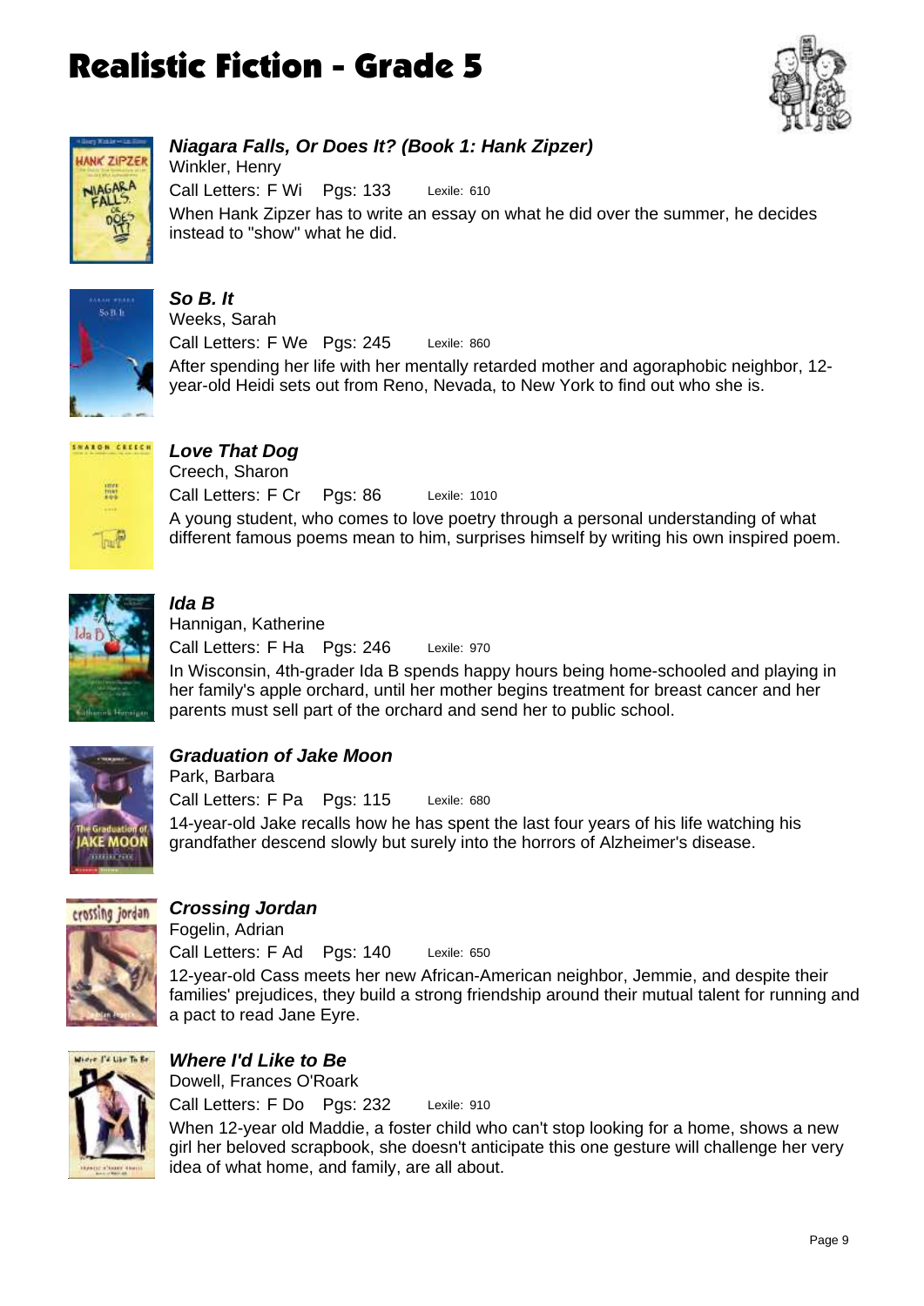# Realistic Fiction - Grade 5

### *Niagara Falls, Or Does It? (Book 1: Hank Zipzer)*

Winkler, Henry

Call Letters: F Wi  Pgs: 133  Lexile: 610

When Hank Zipzer has to write an essay on what he did over the summer, he decides instead to "show" what he did.

### *So B. It*

Weeks, Sarah

Call Letters: F We  Pgs: 245  Lexile: 860

After spending her life with her mentally retarded mother and agoraphobic neighbor, 12-year-old Heidi sets out from Reno, Nevada, to New York to find out who she is.

### *Love That Dog*

Creech, Sharon

Call Letters: F Cr  Pgs: 86  Lexile: 1010

A young student, who comes to love poetry through a personal understanding of what different famous poems mean to him, surprises himself by writing his own inspired poem.

### *Ida B*

Hannigan, Katherine

Call Letters: F Ha  Pgs: 246  Lexile: 970

In Wisconsin, 4th-grader Ida B spends happy hours being home-schooled and playing in her family's apple orchard, until her mother begins treatment for breast cancer and her parents must sell part of the orchard and send her to public school.

### *Graduation of Jake Moon*

Park, Barbara

Call Letters: F Pa  Pgs: 115  Lexile: 680

14-year-old Jake recalls how he has spent the last four years of his life watching his grandfather descend slowly but surely into the horrors of Alzheimer's disease.

### *Crossing Jordan*

Fogelin, Adrian

Call Letters: F Ad  Pgs: 140  Lexile: 650

12-year-old Cass meets her new African-American neighbor, Jemmie, and despite their families' prejudices, they build a strong friendship around their mutual talent for running and a pact to read Jane Eyre.

### *Where I'd Like to Be*

Dowell, Frances O'Roark

Call Letters: F Do  Pgs: 232  Lexile: 910

When 12-year old Maddie, a foster child who can't stop looking for a home, shows a new girl her beloved scrapbook, she doesn't anticipate this one gesture will challenge her very idea of what home, and family, are all about.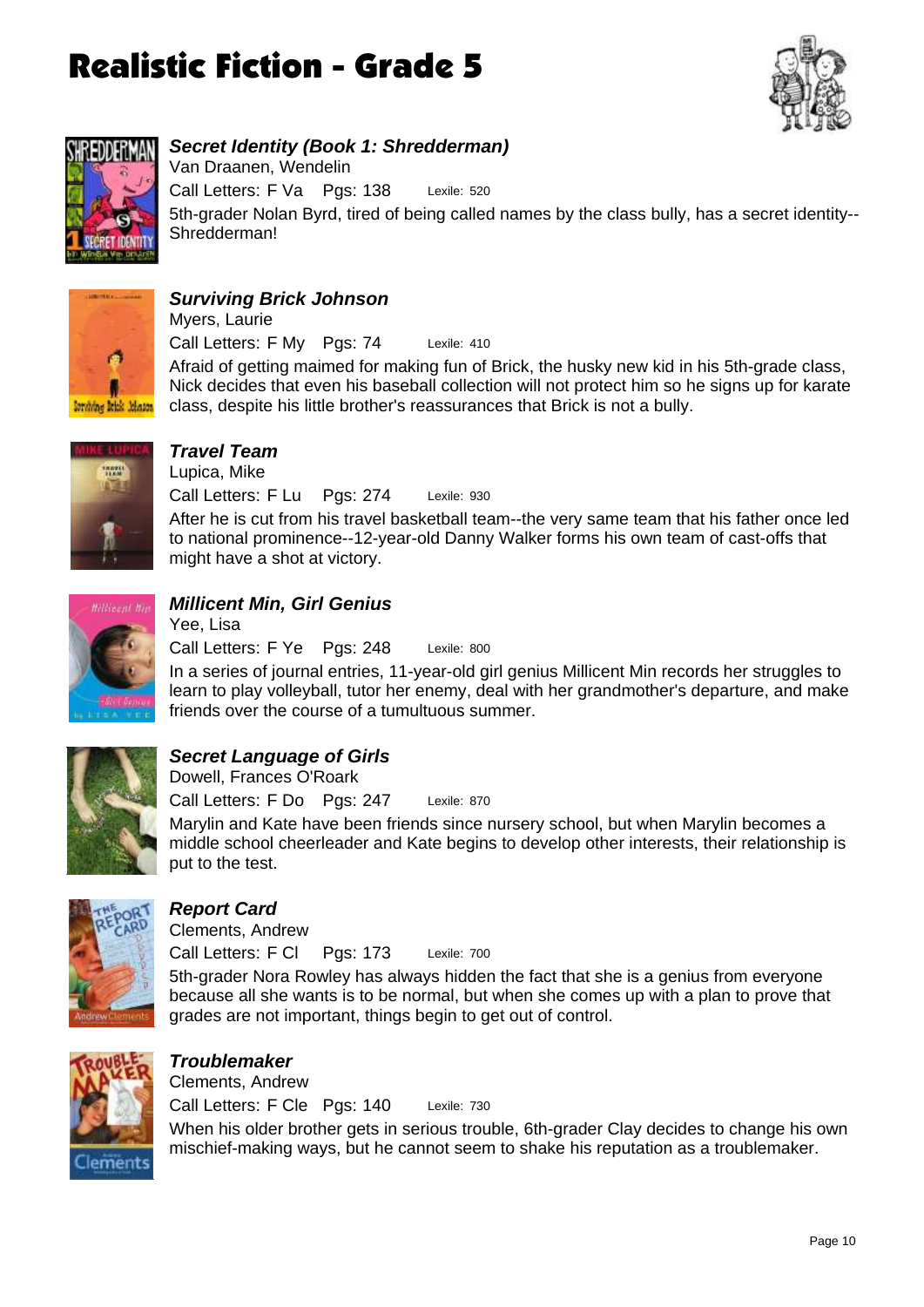# Realistic Fiction - Grade 5

### *Secret Identity (Book 1: Shredderman)*
Van Draanen, Wendelin
Call Letters: F Va Pgs: 138 Lexile: 520
5th-grader Nolan Byrd, tired of being called names by the class bully, has a secret identity--Shredderman!

### *Surviving Brick Johnson*
Myers, Laurie
Call Letters: F My Pgs: 74 Lexile: 410
Afraid of getting maimed for making fun of Brick, the husky new kid in his 5th-grade class, Nick decides that even his baseball collection will not protect him so he signs up for karate class, despite his little brother's reassurances that Brick is not a bully.

### *Travel Team*
Lupica, Mike
Call Letters: F Lu Pgs: 274 Lexile: 930
After he is cut from his travel basketball team--the very same team that his father once led to national prominence--12-year-old Danny Walker forms his own team of cast-offs that might have a shot at victory.

### *Millicent Min, Girl Genius*
Yee, Lisa
Call Letters: F Ye Pgs: 248 Lexile: 800
In a series of journal entries, 11-year-old girl genius Millicent Min records her struggles to learn to play volleyball, tutor her enemy, deal with her grandmother's departure, and make friends over the course of a tumultuous summer.

### *Secret Language of Girls*
Dowell, Frances O'Roark
Call Letters: F Do Pgs: 247 Lexile: 870
Marylin and Kate have been friends since nursery school, but when Marylin becomes a middle school cheerleader and Kate begins to develop other interests, their relationship is put to the test.

### *Report Card*
Clements, Andrew
Call Letters: F Cl Pgs: 173 Lexile: 700
5th-grader Nora Rowley has always hidden the fact that she is a genius from everyone because all she wants is to be normal, but when she comes up with a plan to prove that grades are not important, things begin to get out of control.

### *Troublemaker*
Clements, Andrew
Call Letters: F Cle Pgs: 140 Lexile: 730
When his older brother gets in serious trouble, 6th-grader Clay decides to change his own mischief-making ways, but he cannot seem to shake his reputation as a troublemaker.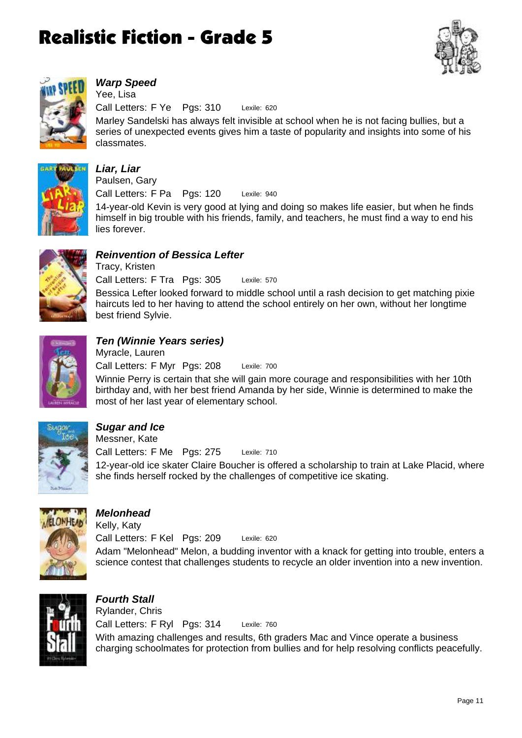# Realistic Fiction - Grade 5

### *Warp Speed*
Yee, Lisa

Call Letters: F Ye  Pgs: 310  Lexile: 620

Marley Sandelski has always felt invisible at school when he is not facing bullies, but a series of unexpected events gives him a taste of popularity and insights into some of his classmates.

### *Liar, Liar*
Paulsen, Gary

Call Letters: F Pa  Pgs: 120  Lexile: 940

14-year-old Kevin is very good at lying and doing so makes life easier, but when he finds himself in big trouble with his friends, family, and teachers, he must find a way to end his lies forever.

### *Reinvention of Bessica Lefter*
Tracy, Kristen

Call Letters: F Tra  Pgs: 305  Lexile: 570

Bessica Lefter looked forward to middle school until a rash decision to get matching pixie haircuts led to her having to attend the school entirely on her own, without her longtime best friend Sylvie.

### *Ten (Winnie Years series)*
Myracle, Lauren

Call Letters: F Myr  Pgs: 208  Lexile: 700

Winnie Perry is certain that she will gain more courage and responsibilities with her 10th birthday and, with her best friend Amanda by her side, Winnie is determined to make the most of her last year of elementary school.

### *Sugar and Ice*
Messner, Kate

Call Letters: F Me  Pgs: 275  Lexile: 710

12-year-old ice skater Claire Boucher is offered a scholarship to train at Lake Placid, where she finds herself rocked by the challenges of competitive ice skating.

### *Melonhead*
Kelly, Katy

Call Letters: F Kel  Pgs: 209  Lexile: 620

Adam "Melonhead" Melon, a budding inventor with a knack for getting into trouble, enters a science contest that challenges students to recycle an older invention into a new invention.

### *Fourth Stall*
Rylander, Chris

Call Letters: F Ryl  Pgs: 314  Lexile: 760

With amazing challenges and results, 6th graders Mac and Vince operate a business charging schoolmates for protection from bullies and for help resolving conflicts peacefully.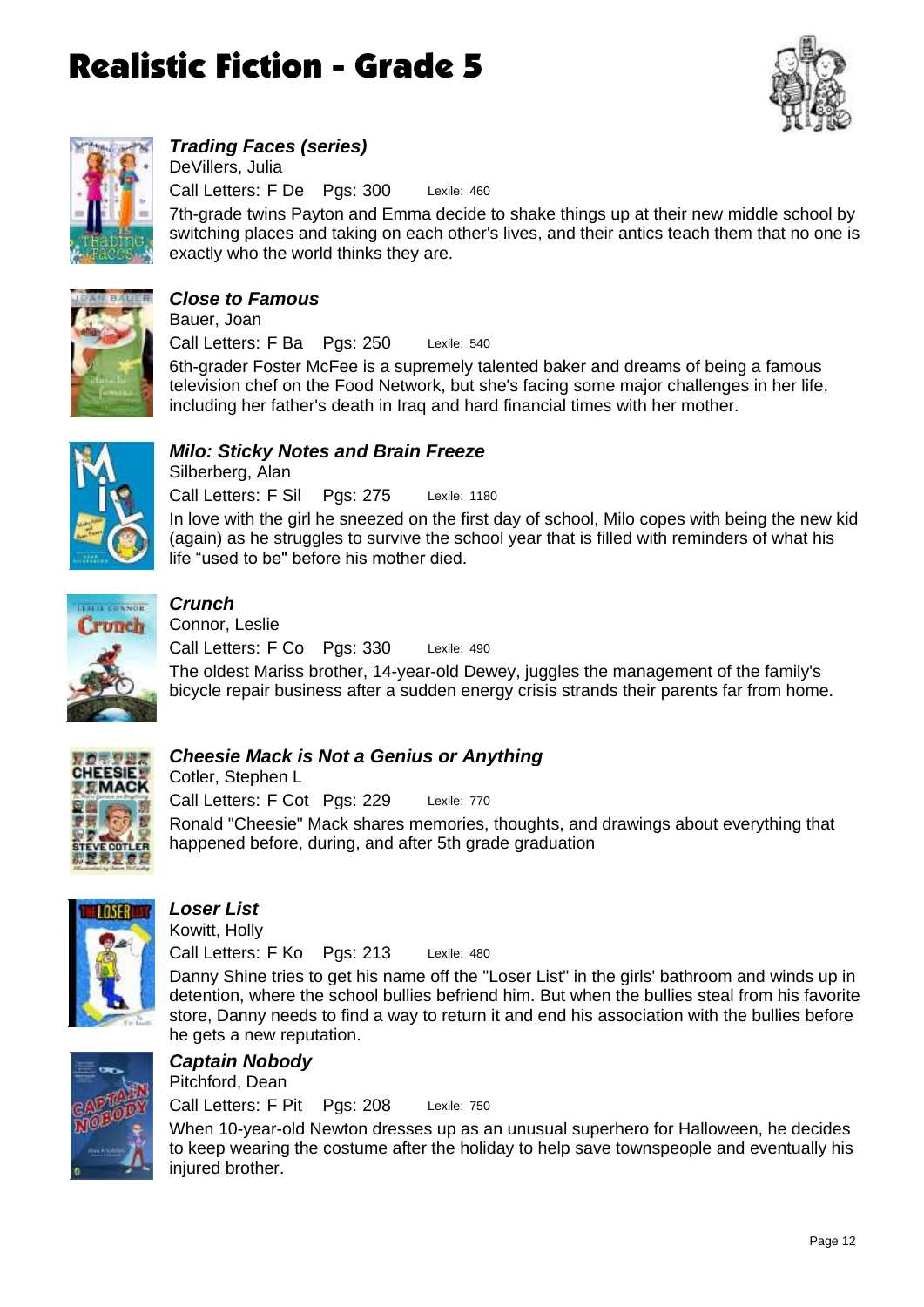# Realistic Fiction - Grade 5

### *Trading Faces (series)*
DeVillers, Julia
Call Letters: F De Pgs: 300 Lexile: 460
7th-grade twins Payton and Emma decide to shake things up at their new middle school by switching places and taking on each other's lives, and their antics teach them that no one is exactly who the world thinks they are.

### *Close to Famous*
Bauer, Joan
Call Letters: F Ba Pgs: 250 Lexile: 540
6th-grader Foster McFee is a supremely talented baker and dreams of being a famous television chef on the Food Network, but she's facing some major challenges in her life, including her father's death in Iraq and hard financial times with her mother.

### *Milo: Sticky Notes and Brain Freeze*
Silberberg, Alan
Call Letters: F Sil Pgs: 275 Lexile: 1180
In love with the girl he sneezed on the first day of school, Milo copes with being the new kid (again) as he struggles to survive the school year that is filled with reminders of what his life "used to be" before his mother died.

### *Crunch*
Connor, Leslie
Call Letters: F Co Pgs: 330 Lexile: 490
The oldest Mariss brother, 14-year-old Dewey, juggles the management of the family's bicycle repair business after a sudden energy crisis strands their parents far from home.

### *Cheesie Mack is Not a Genius or Anything*
Cotler, Stephen L
Call Letters: F Cot Pgs: 229 Lexile: 770
Ronald "Cheesie" Mack shares memories, thoughts, and drawings about everything that happened before, during, and after 5th grade graduation

### *Loser List*
Kowitt, Holly
Call Letters: F Ko Pgs: 213 Lexile: 480
Danny Shine tries to get his name off the "Loser List" in the girls' bathroom and winds up in detention, where the school bullies befriend him. But when the bullies steal from his favorite store, Danny needs to find a way to return it and end his association with the bullies before he gets a new reputation.

### *Captain Nobody*
Pitchford, Dean
Call Letters: F Pit Pgs: 208 Lexile: 750
When 10-year-old Newton dresses up as an unusual superhero for Halloween, he decides to keep wearing the costume after the holiday to help save townspeople and eventually his injured brother.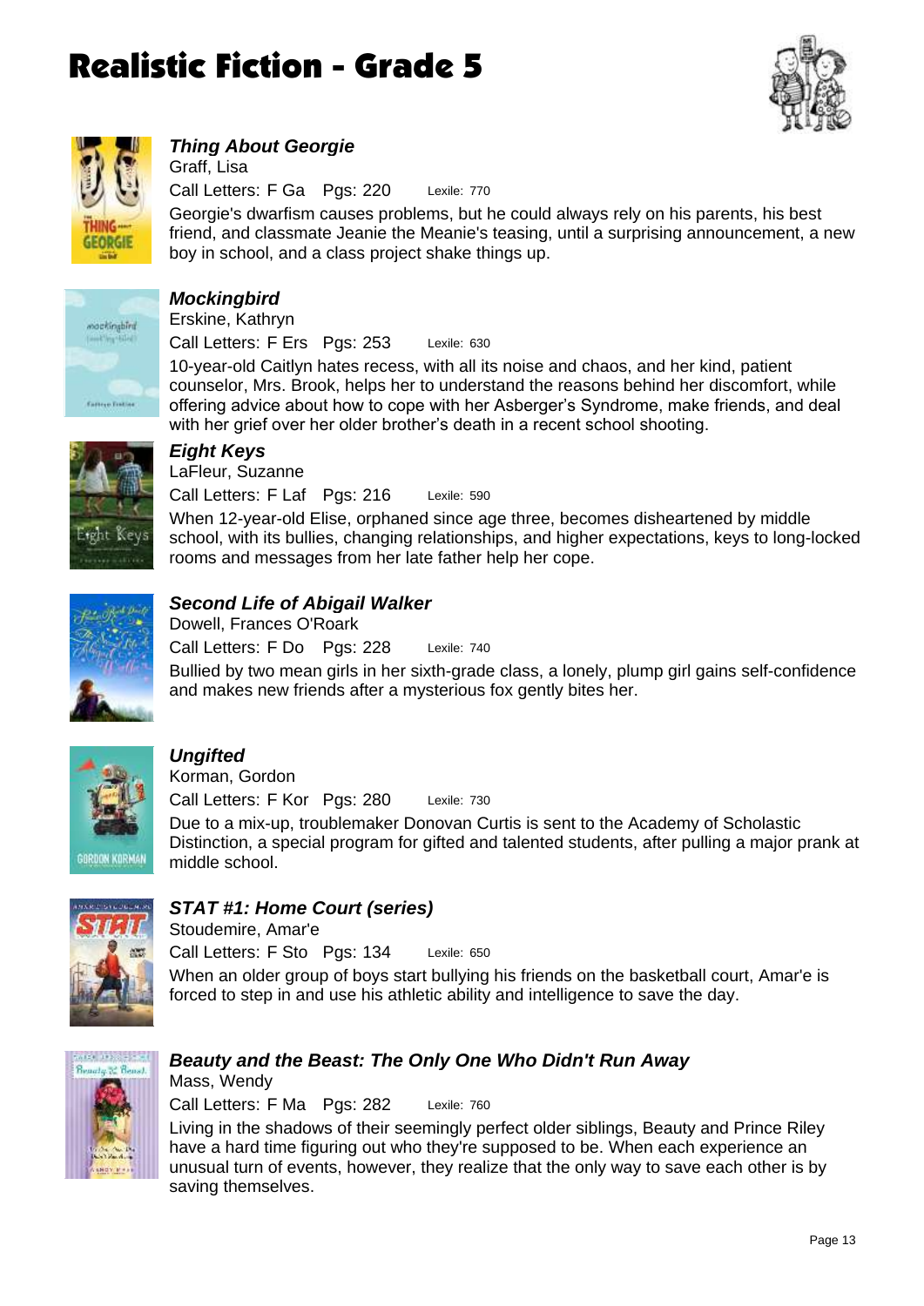# Realistic Fiction - Grade 5

### *Thing About Georgie*

Graff, Lisa

Call Letters: F Ga   Pgs: 220   Lexile: 770

Georgie's dwarfism causes problems, but he could always rely on his parents, his best friend, and classmate Jeanie the Meanie's teasing, until a surprising announcement, a new boy in school, and a class project shake things up.

### *Mockingbird*

Erskine, Kathryn

Call Letters: F Ers   Pgs: 253   Lexile: 630

10-year-old Caitlyn hates recess, with all its noise and chaos, and her kind, patient counselor, Mrs. Brook, helps her to understand the reasons behind her discomfort, while offering advice about how to cope with her Asberger's Syndrome, make friends, and deal with her grief over her older brother's death in a recent school shooting.

### *Eight Keys*

LaFleur, Suzanne

Call Letters: F Laf   Pgs: 216   Lexile: 590

When 12-year-old Elise, orphaned since age three, becomes disheartened by middle school, with its bullies, changing relationships, and higher expectations, keys to long-locked rooms and messages from her late father help her cope.

### *Second Life of Abigail Walker*

Dowell, Frances O'Roark

Call Letters: F Do   Pgs: 228   Lexile: 740

Bullied by two mean girls in her sixth-grade class, a lonely, plump girl gains self-confidence and makes new friends after a mysterious fox gently bites her.

### *Ungifted*

Korman, Gordon

Call Letters: F Kor   Pgs: 280   Lexile: 730

Due to a mix-up, troublemaker Donovan Curtis is sent to the Academy of Scholastic Distinction, a special program for gifted and talented students, after pulling a major prank at middle school.

### *STAT #1: Home Court (series)*

Stoudemire, Amar'e

Call Letters: F Sto   Pgs: 134   Lexile: 650

When an older group of boys start bullying his friends on the basketball court, Amar'e is forced to step in and use his athletic ability and intelligence to save the day.

### *Beauty and the Beast: The Only One Who Didn't Run Away*

Mass, Wendy

Call Letters: F Ma   Pgs: 282   Lexile: 760

Living in the shadows of their seemingly perfect older siblings, Beauty and Prince Riley have a hard time figuring out who they're supposed to be. When each experience an unusual turn of events, however, they realize that the only way to save each other is by saving themselves.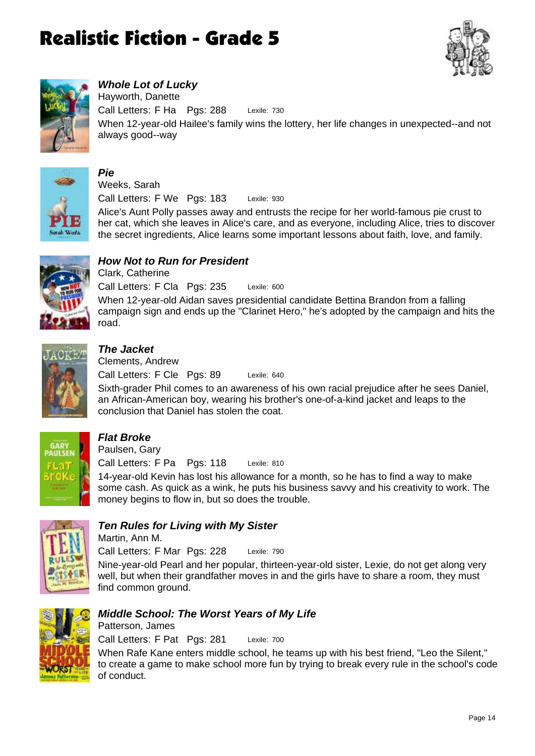# Realistic Fiction - Grade 5

### *Whole Lot of Lucky*
Hayworth, Danette
Call Letters: F Ha Pgs: 288 Lexile: 730
When 12-year-old Hailee's family wins the lottery, her life changes in unexpected--and not always good--way

### *Pie*
Weeks, Sarah
Call Letters: F We Pgs: 183 Lexile: 930
Alice's Aunt Polly passes away and entrusts the recipe for her world-famous pie crust to her cat, which she leaves in Alice's care, and as everyone, including Alice, tries to discover the secret ingredients, Alice learns some important lessons about faith, love, and family.

### *How Not to Run for President*
Clark, Catherine
Call Letters: F Cla Pgs: 235 Lexile: 600
When 12-year-old Aidan saves presidential candidate Bettina Brandon from a falling campaign sign and ends up the "Clarinet Hero," he's adopted by the campaign and hits the road.

### *The Jacket*
Clements, Andrew
Call Letters: F Cle Pgs: 89 Lexile: 640
Sixth-grader Phil comes to an awareness of his own racial prejudice after he sees Daniel, an African-American boy, wearing his brother's one-of-a-kind jacket and leaps to the conclusion that Daniel has stolen the coat.

### *Flat Broke*
Paulsen, Gary
Call Letters: F Pa Pgs: 118 Lexile: 810
14-year-old Kevin has lost his allowance for a month, so he has to find a way to make some cash. As quick as a wink, he puts his business savvy and his creativity to work. The money begins to flow in, but so does the trouble.

### *Ten Rules for Living with My Sister*
Martin, Ann M.
Call Letters: F Mar Pgs: 228 Lexile: 790
Nine-year-old Pearl and her popular, thirteen-year-old sister, Lexie, do not get along very well, but when their grandfather moves in and the girls have to share a room, they must find common ground.

### *Middle School: The Worst Years of My Life*
Patterson, James
Call Letters: F Pat Pgs: 281 Lexile: 700
When Rafe Kane enters middle school, he teams up with his best friend, "Leo the Silent," to create a game to make school more fun by trying to break every rule in the school's code of conduct.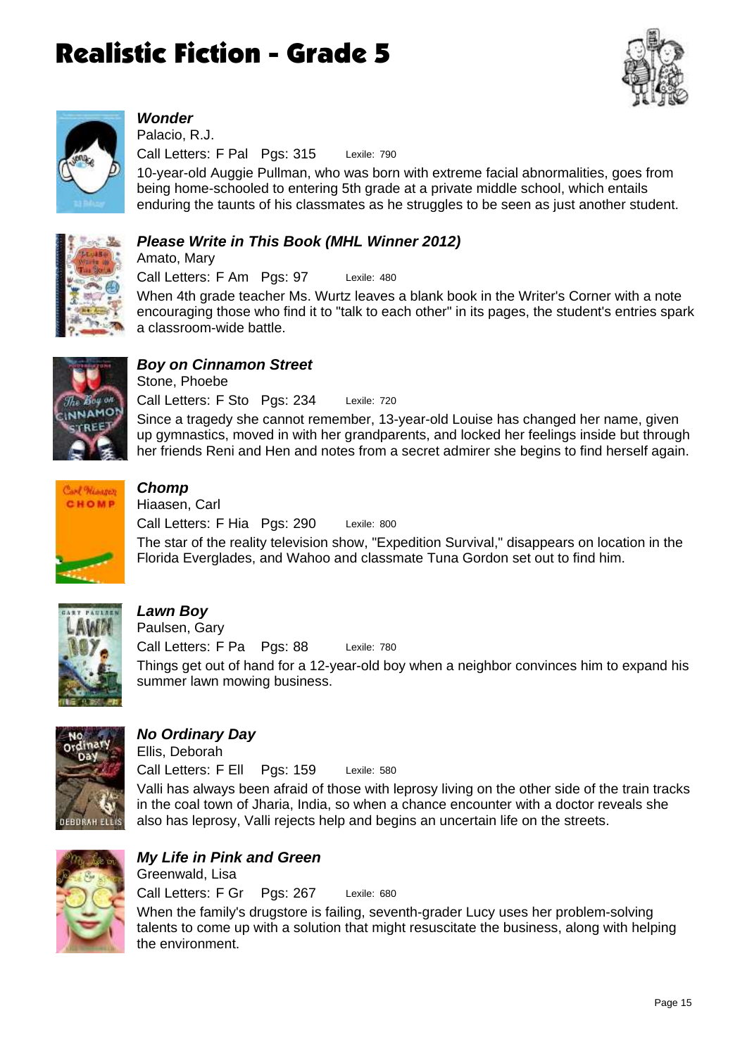# Realistic Fiction - Grade 5

### *Wonder*
Palacio, R.J.
Call Letters: F Pal Pgs: 315 Lexile: 790
10-year-old Auggie Pullman, who was born with extreme facial abnormalities, goes from being home-schooled to entering 5th grade at a private middle school, which entails enduring the taunts of his classmates as he struggles to be seen as just another student.

### *Please Write in This Book (MHL Winner 2012)*
Amato, Mary
Call Letters: F Am Pgs: 97 Lexile: 480
When 4th grade teacher Ms. Wurtz leaves a blank book in the Writer's Corner with a note encouraging those who find it to "talk to each other" in its pages, the student's entries spark a classroom-wide battle.

### *Boy on Cinnamon Street*
Stone, Phoebe
Call Letters: F Sto Pgs: 234 Lexile: 720
Since a tragedy she cannot remember, 13-year-old Louise has changed her name, given up gymnastics, moved in with her grandparents, and locked her feelings inside but through her friends Reni and Hen and notes from a secret admirer she begins to find herself again.

### *Chomp*
Hiaasen, Carl
Call Letters: F Hia Pgs: 290 Lexile: 800
The star of the reality television show, "Expedition Survival," disappears on location in the Florida Everglades, and Wahoo and classmate Tuna Gordon set out to find him.

### *Lawn Boy*
Paulsen, Gary
Call Letters: F Pa Pgs: 88 Lexile: 780
Things get out of hand for a 12-year-old boy when a neighbor convinces him to expand his summer lawn mowing business.

### *No Ordinary Day*
Ellis, Deborah
Call Letters: F Ell Pgs: 159 Lexile: 580
Valli has always been afraid of those with leprosy living on the other side of the train tracks in the coal town of Jharia, India, so when a chance encounter with a doctor reveals she also has leprosy, Valli rejects help and begins an uncertain life on the streets.

### *My Life in Pink and Green*
Greenwald, Lisa
Call Letters: F Gr Pgs: 267 Lexile: 680
When the family's drugstore is failing, seventh-grader Lucy uses her problem-solving talents to come up with a solution that might resuscitate the business, along with helping the environment.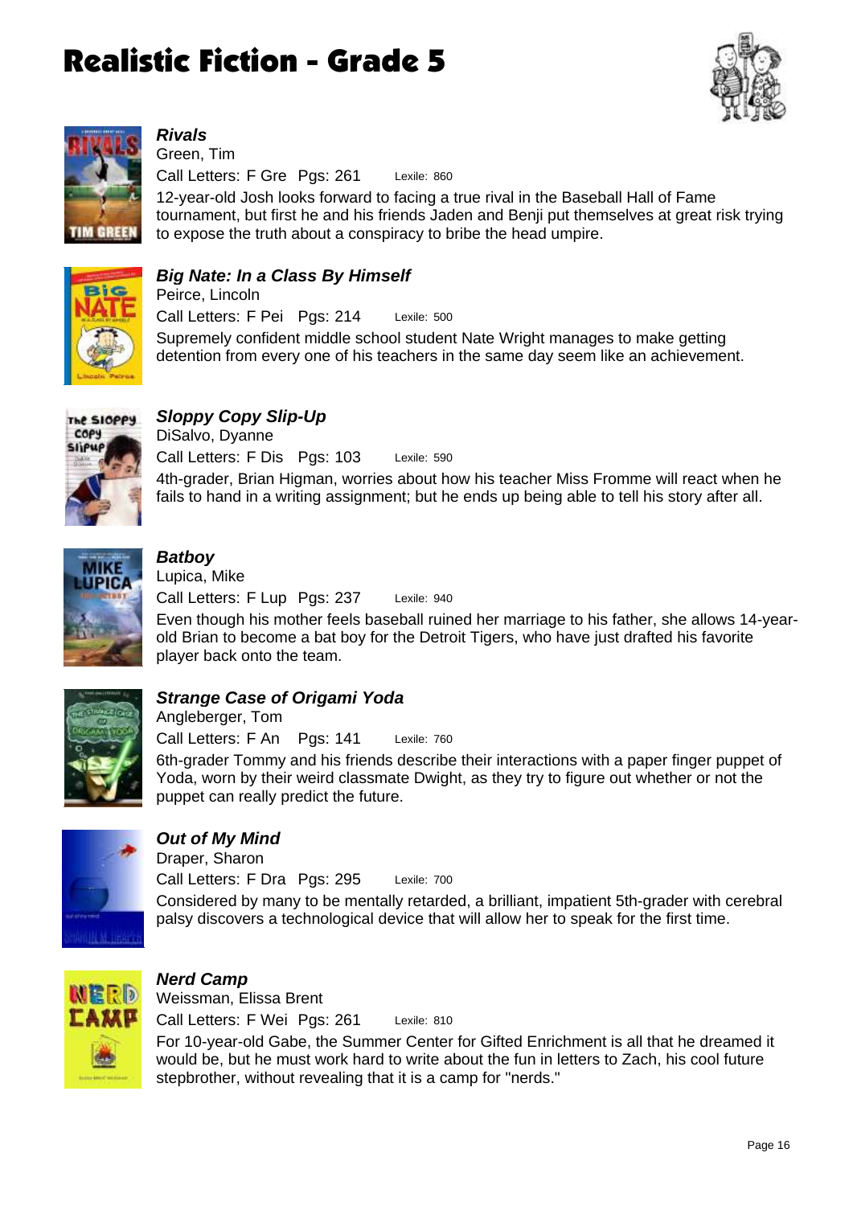# Realistic Fiction - Grade 5

### *Rivals*
Green, Tim
Call Letters: F Gre  Pgs: 261  Lexile: 860
12-year-old Josh looks forward to facing a true rival in the Baseball Hall of Fame tournament, but first he and his friends Jaden and Benji put themselves at great risk trying to expose the truth about a conspiracy to bribe the head umpire.

### *Big Nate: In a Class By Himself*
Peirce, Lincoln
Call Letters: F Pei  Pgs: 214  Lexile: 500
Supremely confident middle school student Nate Wright manages to make getting detention from every one of his teachers in the same day seem like an achievement.

### *Sloppy Copy Slip-Up*
DiSalvo, Dyanne
Call Letters: F Dis  Pgs: 103  Lexile: 590
4th-grader, Brian Higman, worries about how his teacher Miss Fromme will react when he fails to hand in a writing assignment; but he ends up being able to tell his story after all.

### *Batboy*
Lupica, Mike
Call Letters: F Lup  Pgs: 237  Lexile: 940
Even though his mother feels baseball ruined her marriage to his father, she allows 14-year-old Brian to become a bat boy for the Detroit Tigers, who have just drafted his favorite player back onto the team.

### *Strange Case of Origami Yoda*
Angleberger, Tom
Call Letters: F An  Pgs: 141  Lexile: 760
6th-grader Tommy and his friends describe their interactions with a paper finger puppet of Yoda, worn by their weird classmate Dwight, as they try to figure out whether or not the puppet can really predict the future.

### *Out of My Mind*
Draper, Sharon
Call Letters: F Dra  Pgs: 295  Lexile: 700
Considered by many to be mentally retarded, a brilliant, impatient 5th-grader with cerebral palsy discovers a technological device that will allow her to speak for the first time.

### *Nerd Camp*
Weissman, Elissa Brent
Call Letters: F Wei  Pgs: 261  Lexile: 810
For 10-year-old Gabe, the Summer Center for Gifted Enrichment is all that he dreamed it would be, but he must work hard to write about the fun in letters to Zach, his cool future stepbrother, without revealing that it is a camp for "nerds."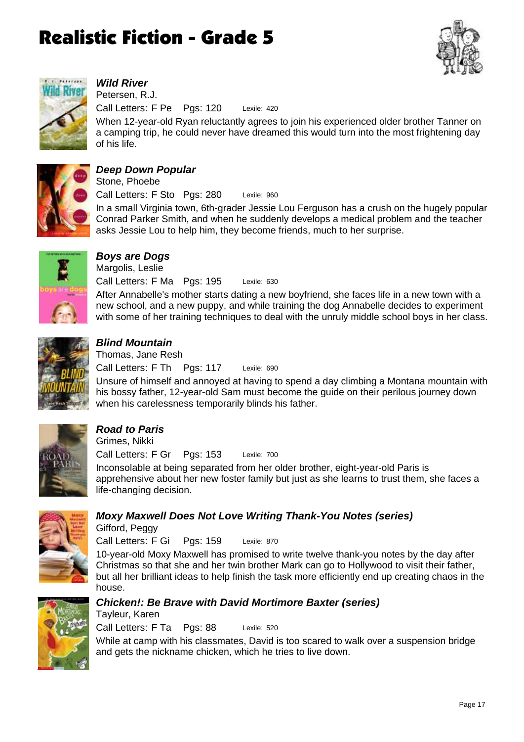# Realistic Fiction - Grade 5

### *Wild River*

Petersen, R.J.

Call Letters: F Pe Pgs: 120 Lexile: 420

When 12-year-old Ryan reluctantly agrees to join his experienced older brother Tanner on a camping trip, he could never have dreamed this would turn into the most frightening day of his life.

### *Deep Down Popular*

Stone, Phoebe

Call Letters: F Sto Pgs: 280 Lexile: 960

In a small Virginia town, 6th-grader Jessie Lou Ferguson has a crush on the hugely popular Conrad Parker Smith, and when he suddenly develops a medical problem and the teacher asks Jessie Lou to help him, they become friends, much to her surprise.

### *Boys are Dogs*

Margolis, Leslie

Call Letters: F Ma Pgs: 195 Lexile: 630

After Annabelle's mother starts dating a new boyfriend, she faces life in a new town with a new school, and a new puppy, and while training the dog Annabelle decides to experiment with some of her training techniques to deal with the unruly middle school boys in her class.

### *Blind Mountain*

Thomas, Jane Resh

Call Letters: F Th Pgs: 117 Lexile: 690

Unsure of himself and annoyed at having to spend a day climbing a Montana mountain with his bossy father, 12-year-old Sam must become the guide on their perilous journey down when his carelessness temporarily blinds his father.

### *Road to Paris*

Grimes, Nikki

Call Letters: F Gr Pgs: 153 Lexile: 700

Inconsolable at being separated from her older brother, eight-year-old Paris is apprehensive about her new foster family but just as she learns to trust them, she faces a life-changing decision.

### *Moxy Maxwell Does Not Love Writing Thank-You Notes (series)*

Gifford, Peggy

Call Letters: F Gi Pgs: 159 Lexile: 870

10-year-old Moxy Maxwell has promised to write twelve thank-you notes by the day after Christmas so that she and her twin brother Mark can go to Hollywood to visit their father, but all her brilliant ideas to help finish the task more efficiently end up creating chaos in the house.

### *Chicken!: Be Brave with David Mortimore Baxter (series)*

Tayleur, Karen

Call Letters: F Ta Pgs: 88 Lexile: 520

While at camp with his classmates, David is too scared to walk over a suspension bridge and gets the nickname chicken, which he tries to live down.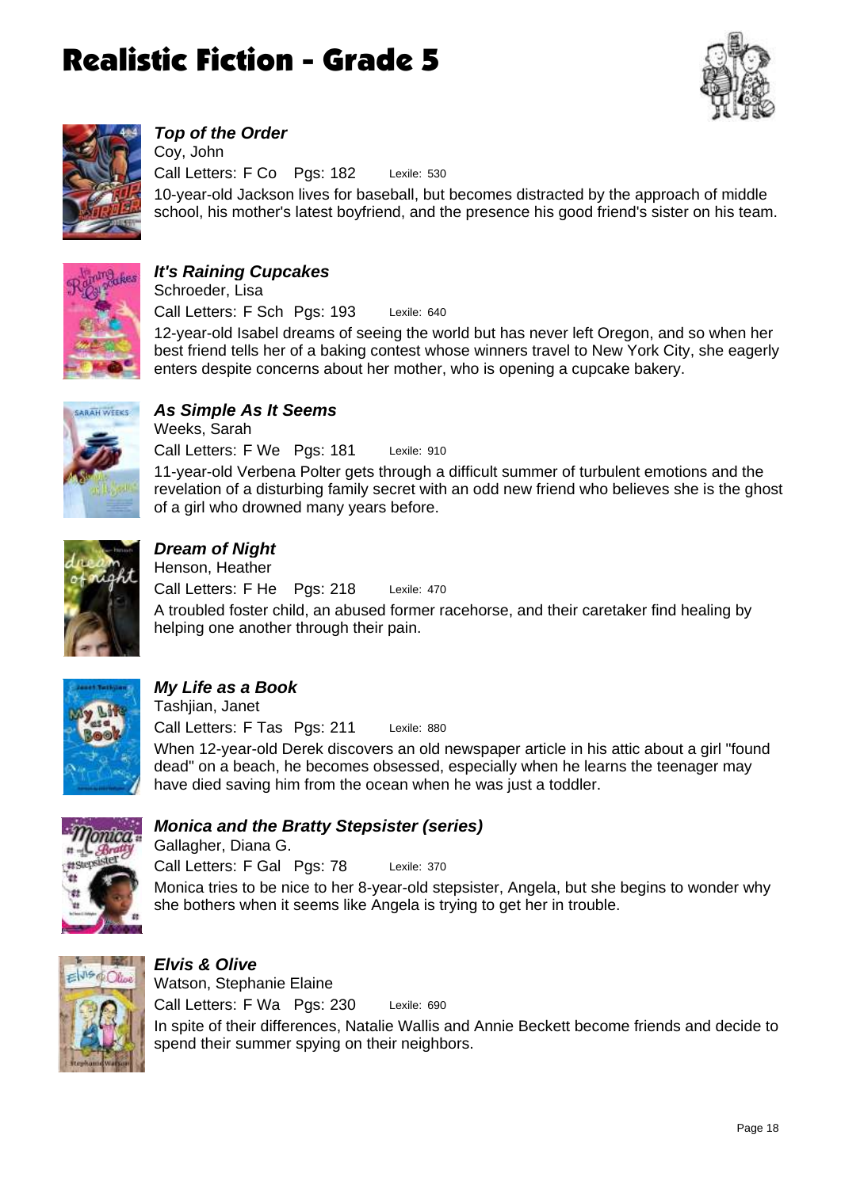# Realistic Fiction - Grade 5

### *Top of the Order*

Coy, John

Call Letters: F Co  Pgs: 182  Lexile: 530

10-year-old Jackson lives for baseball, but becomes distracted by the approach of middle school, his mother's latest boyfriend, and the presence his good friend's sister on his team.

### *It's Raining Cupcakes*

Schroeder, Lisa

Call Letters: F Sch  Pgs: 193  Lexile: 640

12-year-old Isabel dreams of seeing the world but has never left Oregon, and so when her best friend tells her of a baking contest whose winners travel to New York City, she eagerly enters despite concerns about her mother, who is opening a cupcake bakery.

### *As Simple As It Seems*

Weeks, Sarah

Call Letters: F We  Pgs: 181  Lexile: 910

11-year-old Verbena Polter gets through a difficult summer of turbulent emotions and the revelation of a disturbing family secret with an odd new friend who believes she is the ghost of a girl who drowned many years before.

### *Dream of Night*

Henson, Heather

Call Letters: F He  Pgs: 218  Lexile: 470

A troubled foster child, an abused former racehorse, and their caretaker find healing by helping one another through their pain.

### *My Life as a Book*

Tashjian, Janet

Call Letters: F Tas  Pgs: 211  Lexile: 880

When 12-year-old Derek discovers an old newspaper article in his attic about a girl "found dead" on a beach, he becomes obsessed, especially when he learns the teenager may have died saving him from the ocean when he was just a toddler.

### *Monica and the Bratty Stepsister (series)*

Gallagher, Diana G.

Call Letters: F Gal  Pgs: 78  Lexile: 370

Monica tries to be nice to her 8-year-old stepsister, Angela, but she begins to wonder why she bothers when it seems like Angela is trying to get her in trouble.

### *Elvis & Olive*

Watson, Stephanie Elaine

Call Letters: F Wa  Pgs: 230  Lexile: 690

In spite of their differences, Natalie Wallis and Annie Beckett become friends and decide to spend their summer spying on their neighbors.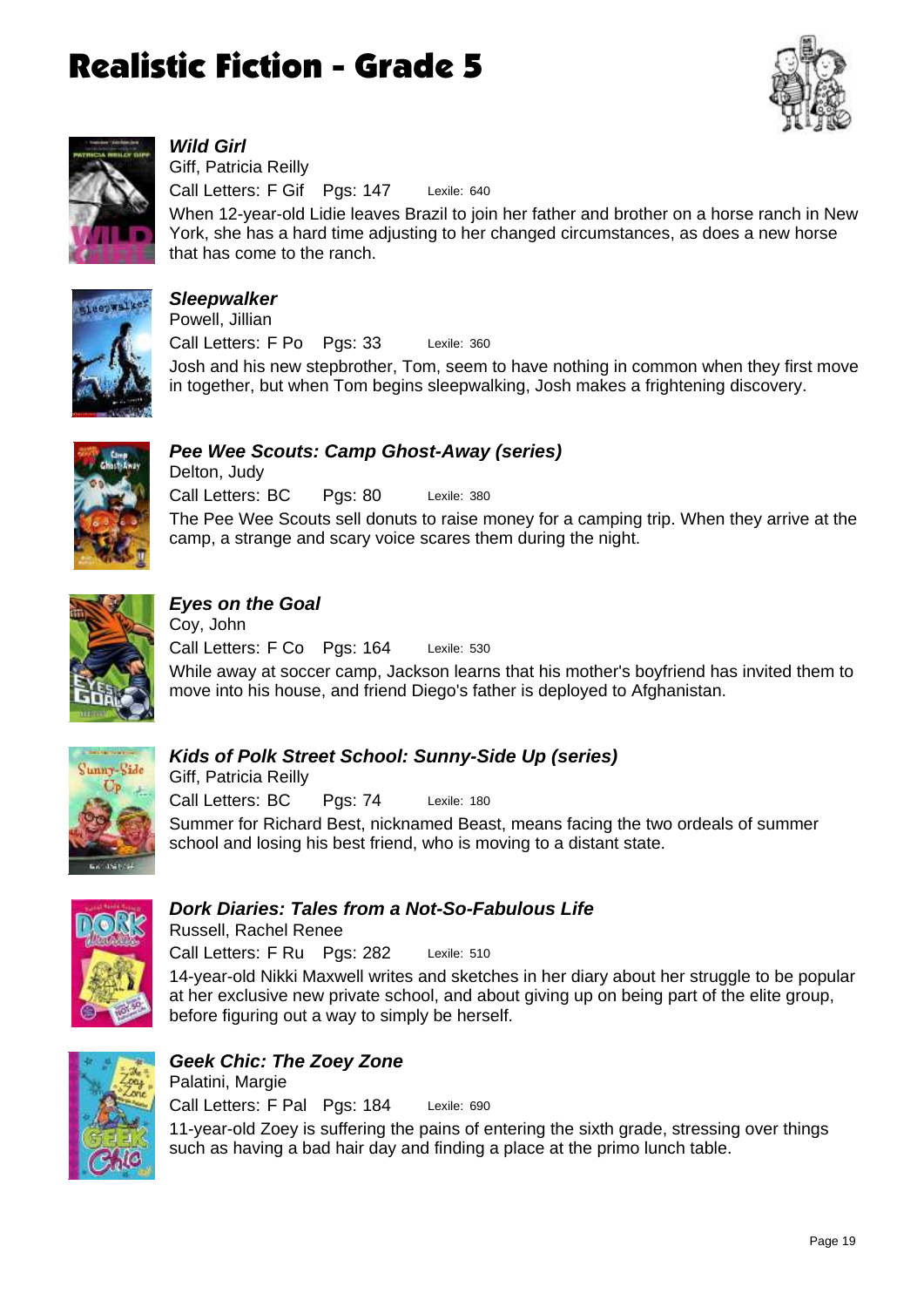# Realistic Fiction - Grade 5

### *Wild Girl*
Giff, Patricia Reilly
Call Letters: F Gif   Pgs: 147   Lexile: 640
When 12-year-old Lidie leaves Brazil to join her father and brother on a horse ranch in New York, she has a hard time adjusting to her changed circumstances, as does a new horse that has come to the ranch.

### *Sleepwalker*
Powell, Jillian
Call Letters: F Po   Pgs: 33   Lexile: 360
Josh and his new stepbrother, Tom, seem to have nothing in common when they first move in together, but when Tom begins sleepwalking, Josh makes a frightening discovery.

### *Pee Wee Scouts: Camp Ghost-Away (series)*
Delton, Judy
Call Letters: BC   Pgs: 80   Lexile: 380
The Pee Wee Scouts sell donuts to raise money for a camping trip. When they arrive at the camp, a strange and scary voice scares them during the night.

### *Eyes on the Goal*
Coy, John
Call Letters: F Co   Pgs: 164   Lexile: 530
While away at soccer camp, Jackson learns that his mother's boyfriend has invited them to move into his house, and friend Diego's father is deployed to Afghanistan.

### *Kids of Polk Street School: Sunny-Side Up (series)*
Giff, Patricia Reilly
Call Letters: BC   Pgs: 74   Lexile: 180
Summer for Richard Best, nicknamed Beast, means facing the two ordeals of summer school and losing his best friend, who is moving to a distant state.

### *Dork Diaries: Tales from a Not-So-Fabulous Life*
Russell, Rachel Renee
Call Letters: F Ru   Pgs: 282   Lexile: 510
14-year-old Nikki Maxwell writes and sketches in her diary about her struggle to be popular at her exclusive new private school, and about giving up on being part of the elite group, before figuring out a way to simply be herself.

### *Geek Chic: The Zoey Zone*
Palatini, Margie
Call Letters: F Pal   Pgs: 184   Lexile: 690
11-year-old Zoey is suffering the pains of entering the sixth grade, stressing over things such as having a bad hair day and finding a place at the primo lunch table.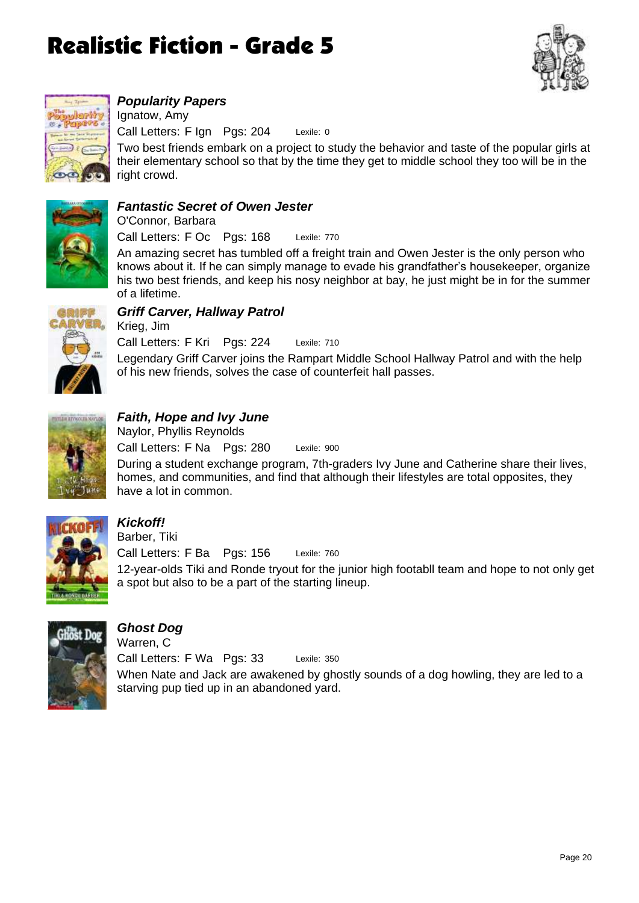# Realistic Fiction - Grade 5

### *Popularity Papers*

Ignatow, Amy

Call Letters: F Ign   Pgs: 204   Lexile: 0

Two best friends embark on a project to study the behavior and taste of the popular girls at their elementary school so that by the time they get to middle school they too will be in the right crowd.

### *Fantastic Secret of Owen Jester*

O'Connor, Barbara

Call Letters: F Oc   Pgs: 168   Lexile: 770

An amazing secret has tumbled off a freight train and Owen Jester is the only person who knows about it. If he can simply manage to evade his grandfather's housekeeper, organize his two best friends, and keep his nosy neighbor at bay, he just might be in for the summer of a lifetime.

### *Griff Carver, Hallway Patrol*

Krieg, Jim

Call Letters: F Kri   Pgs: 224   Lexile: 710

Legendary Griff Carver joins the Rampart Middle School Hallway Patrol and with the help of his new friends, solves the case of counterfeit hall passes.

### *Faith, Hope and Ivy June*

Naylor, Phyllis Reynolds

Call Letters: F Na   Pgs: 280   Lexile: 900

During a student exchange program, 7th-graders Ivy June and Catherine share their lives, homes, and communities, and find that although their lifestyles are total opposites, they have a lot in common.

### *Kickoff!*

Barber, Tiki

Call Letters: F Ba   Pgs: 156   Lexile: 760

12-year-olds Tiki and Ronde tryout for the junior high footabll team and hope to not only get a spot but also to be a part of the starting lineup.

### *Ghost Dog*

Warren, C

Call Letters: F Wa   Pgs: 33   Lexile: 350

When Nate and Jack are awakened by ghostly sounds of a dog howling, they are led to a starving pup tied up in an abandoned yard.